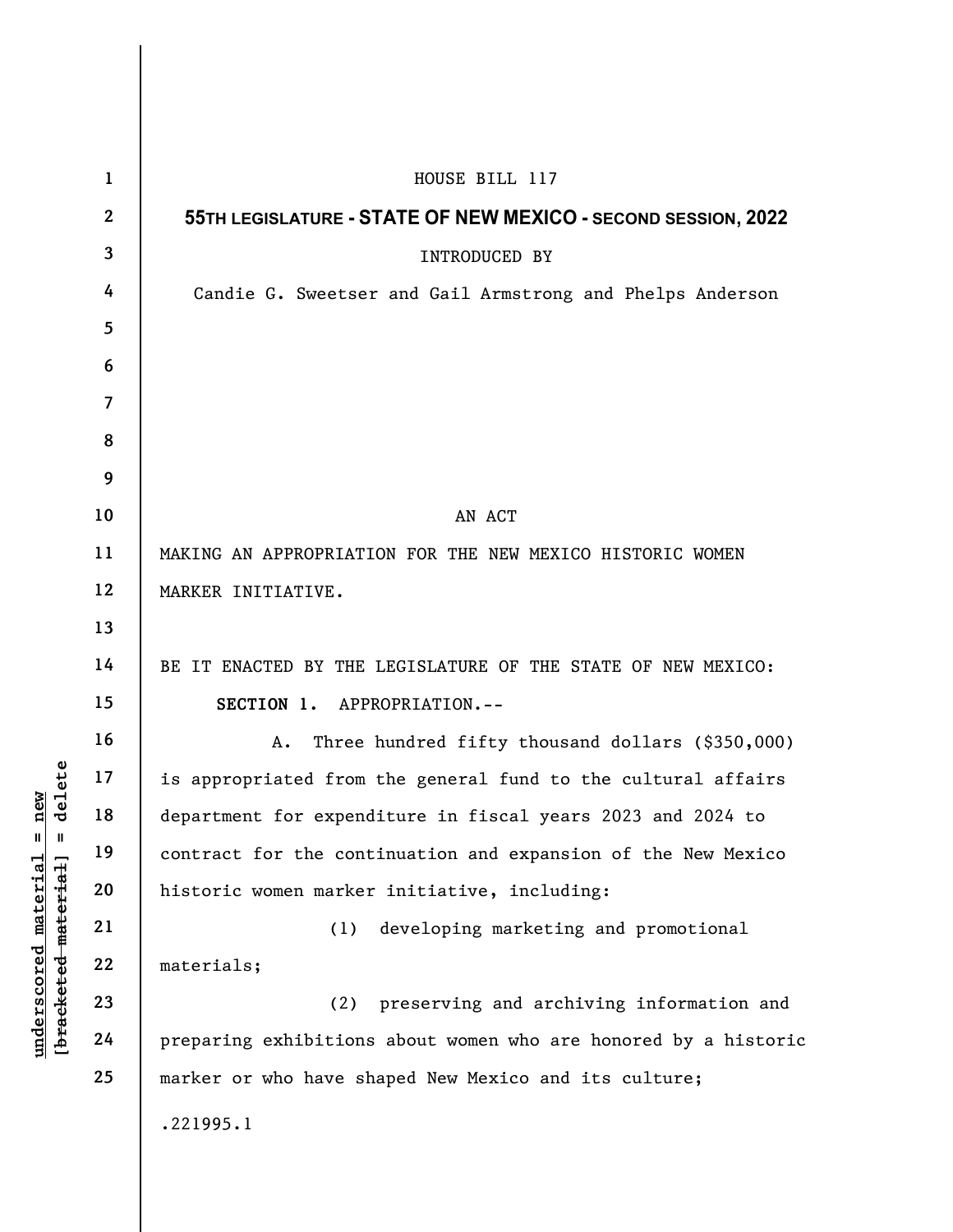HOUSE BILL 117

**55TH LEGISLATURE - STATE OF NEW MEXICO - SECOND SESSION, 2022**

INTRODUCED BY

Candie G. Sweetser and Gail Armstrong and Phelps Anderson

AN ACT

MAKING AN APPROPRIATION FOR THE NEW MEXICO HISTORIC WOMEN MARKER INITIATIVE.

BE IT ENACTED BY THE LEGISLATURE OF THE STATE OF NEW MEXICO:

**SECTION 1.** APPROPRIATION.--

A. Three hundred fifty thousand dollars ($350,000) is appropriated from the general fund to the cultural affairs department for expenditure in fiscal years 2023 and 2024 to contract for the continuation and expansion of the New Mexico historic women marker initiative, including:

(1) developing marketing and promotional materials;

(2) preserving and archiving information and preparing exhibitions about women who are honored by a historic marker or who have shaped New Mexico and its culture;

.221995.1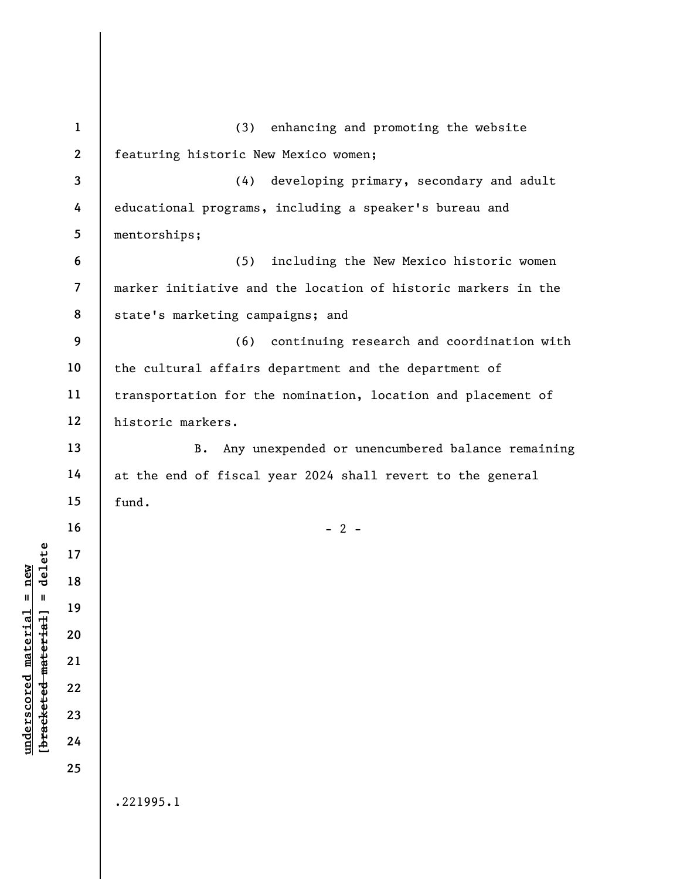(3) enhancing and promoting the website featuring historic New Mexico women;

(4) developing primary, secondary and adult educational programs, including a speaker's bureau and mentorships;

(5) including the New Mexico historic women marker initiative and the location of historic markers in the state's marketing campaigns; and

(6) continuing research and coordination with the cultural affairs department and the department of transportation for the nomination, location and placement of historic markers.

B. Any unexpended or unencumbered balance remaining at the end of fiscal year 2024 shall revert to the general fund.

.221995.1